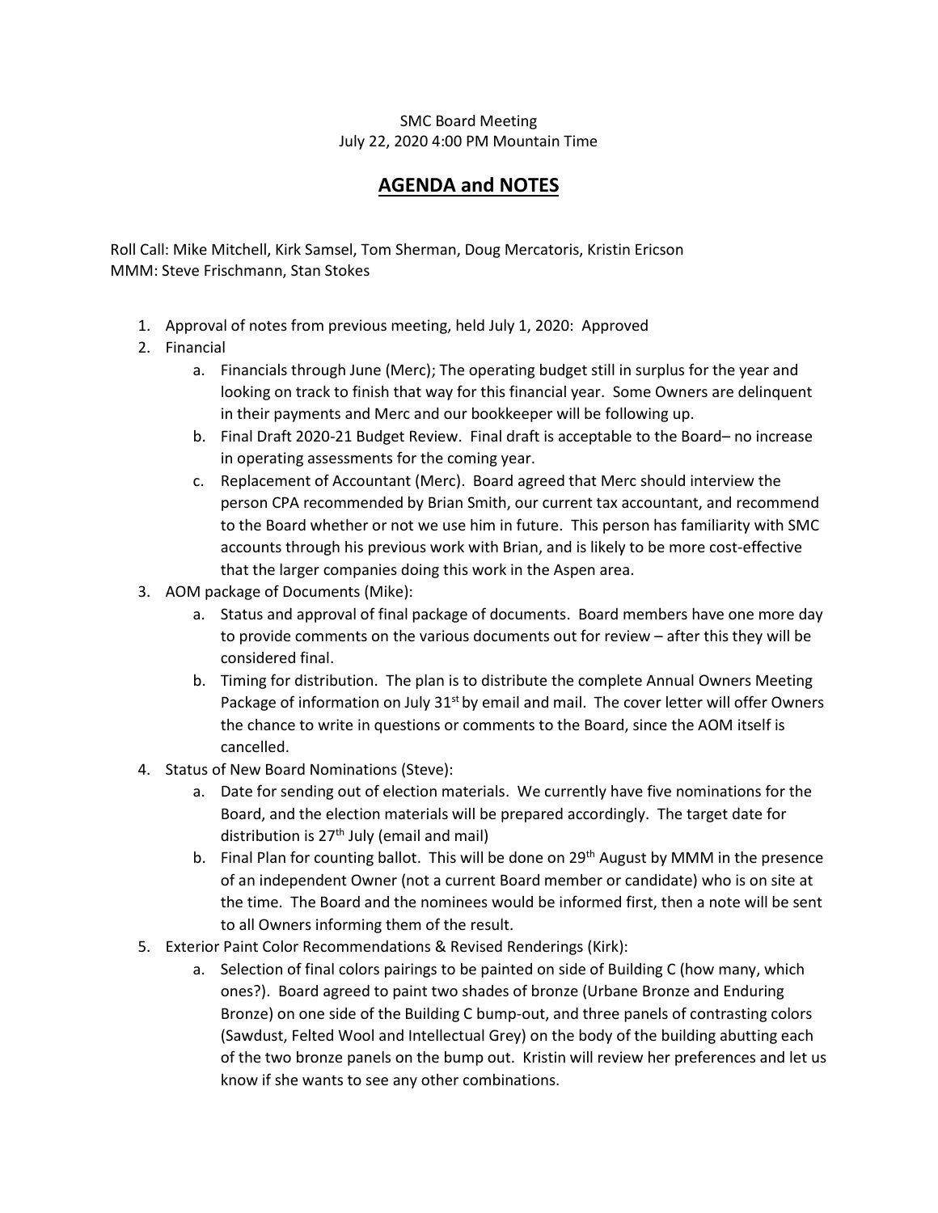SMC Board Meeting
July 22, 2020 4:00 PM Mountain Time

# AGENDA and NOTES

Roll Call: Mike Mitchell, Kirk Samsel, Tom Sherman, Doug Mercatoris, Kristin Ericson
MMM: Steve Frischmann, Stan Stokes

1. Approval of notes from previous meeting, held July 1, 2020: Approved
2. Financial
   a. Financials through June (Merc); The operating budget still in surplus for the year and looking on track to finish that way for this financial year. Some Owners are delinquent in their payments and Merc and our bookkeeper will be following up.
   b. Final Draft 2020-21 Budget Review. Final draft is acceptable to the Board– no increase in operating assessments for the coming year.
   c. Replacement of Accountant (Merc). Board agreed that Merc should interview the person CPA recommended by Brian Smith, our current tax accountant, and recommend to the Board whether or not we use him in future. This person has familiarity with SMC accounts through his previous work with Brian, and is likely to be more cost-effective that the larger companies doing this work in the Aspen area.
3. AOM package of Documents (Mike):
   a. Status and approval of final package of documents. Board members have one more day to provide comments on the various documents out for review – after this they will be considered final.
   b. Timing for distribution. The plan is to distribute the complete Annual Owners Meeting Package of information on July 31st by email and mail. The cover letter will offer Owners the chance to write in questions or comments to the Board, since the AOM itself is cancelled.
4. Status of New Board Nominations (Steve):
   a. Date for sending out of election materials. We currently have five nominations for the Board, and the election materials will be prepared accordingly. The target date for distribution is 27th July (email and mail)
   b. Final Plan for counting ballot. This will be done on 29th August by MMM in the presence of an independent Owner (not a current Board member or candidate) who is on site at the time. The Board and the nominees would be informed first, then a note will be sent to all Owners informing them of the result.
5. Exterior Paint Color Recommendations & Revised Renderings (Kirk):
   a. Selection of final colors pairings to be painted on side of Building C (how many, which ones?). Board agreed to paint two shades of bronze (Urbane Bronze and Enduring Bronze) on one side of the Building C bump-out, and three panels of contrasting colors (Sawdust, Felted Wool and Intellectual Grey) on the body of the building abutting each of the two bronze panels on the bump out. Kristin will review her preferences and let us know if she wants to see any other combinations.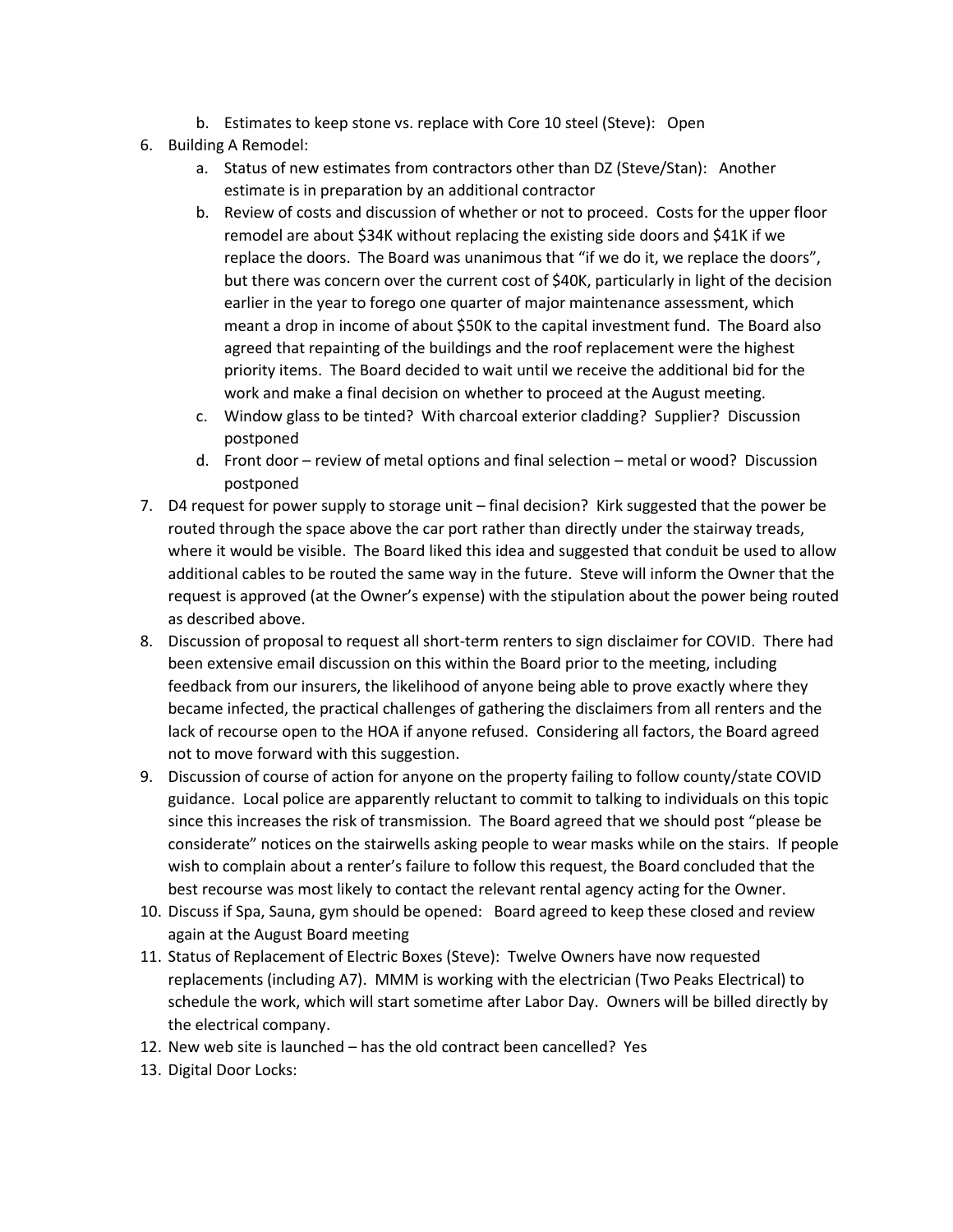b. Estimates to keep stone vs. replace with Core 10 steel (Steve): Open

6. Building A Remodel:
   a. Status of new estimates from contractors other than DZ (Steve/Stan): Another estimate is in preparation by an additional contractor
   b. Review of costs and discussion of whether or not to proceed. Costs for the upper floor remodel are about $34K without replacing the existing side doors and $41K if we replace the doors. The Board was unanimous that "if we do it, we replace the doors", but there was concern over the current cost of $40K, particularly in light of the decision earlier in the year to forego one quarter of major maintenance assessment, which meant a drop in income of about $50K to the capital investment fund. The Board also agreed that repainting of the buildings and the roof replacement were the highest priority items. The Board decided to wait until we receive the additional bid for the work and make a final decision on whether to proceed at the August meeting.
   c. Window glass to be tinted? With charcoal exterior cladding? Supplier? Discussion postponed
   d. Front door – review of metal options and final selection – metal or wood? Discussion postponed

7. D4 request for power supply to storage unit – final decision? Kirk suggested that the power be routed through the space above the car port rather than directly under the stairway treads, where it would be visible. The Board liked this idea and suggested that conduit be used to allow additional cables to be routed the same way in the future. Steve will inform the Owner that the request is approved (at the Owner's expense) with the stipulation about the power being routed as described above.

8. Discussion of proposal to request all short-term renters to sign disclaimer for COVID. There had been extensive email discussion on this within the Board prior to the meeting, including feedback from our insurers, the likelihood of anyone being able to prove exactly where they became infected, the practical challenges of gathering the disclaimers from all renters and the lack of recourse open to the HOA if anyone refused. Considering all factors, the Board agreed not to move forward with this suggestion.

9. Discussion of course of action for anyone on the property failing to follow county/state COVID guidance. Local police are apparently reluctant to commit to talking to individuals on this topic since this increases the risk of transmission. The Board agreed that we should post "please be considerate" notices on the stairwells asking people to wear masks while on the stairs. If people wish to complain about a renter's failure to follow this request, the Board concluded that the best recourse was most likely to contact the relevant rental agency acting for the Owner.

10. Discuss if Spa, Sauna, gym should be opened: Board agreed to keep these closed and review again at the August Board meeting

11. Status of Replacement of Electric Boxes (Steve): Twelve Owners have now requested replacements (including A7). MMM is working with the electrician (Two Peaks Electrical) to schedule the work, which will start sometime after Labor Day. Owners will be billed directly by the electrical company.

12. New web site is launched – has the old contract been cancelled? Yes

13. Digital Door Locks: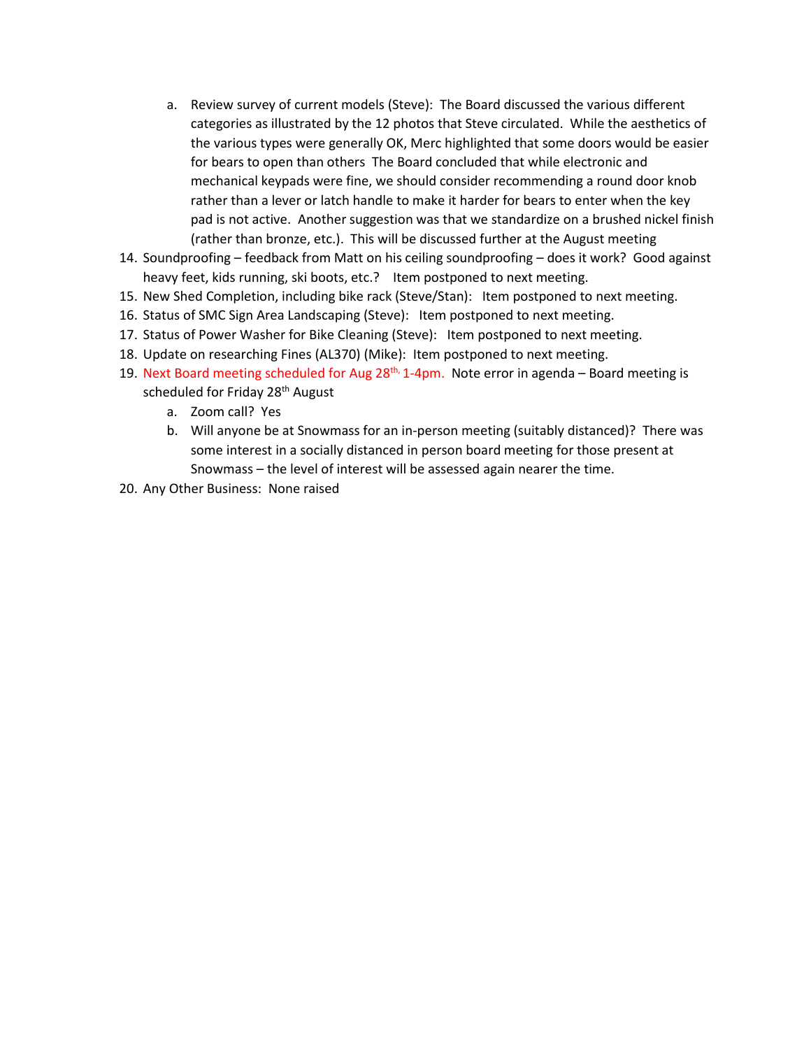a. Review survey of current models (Steve): The Board discussed the various different categories as illustrated by the 12 photos that Steve circulated. While the aesthetics of the various types were generally OK, Merc highlighted that some doors would be easier for bears to open than others The Board concluded that while electronic and mechanical keypads were fine, we should consider recommending a round door knob rather than a lever or latch handle to make it harder for bears to enter when the key pad is not active. Another suggestion was that we standardize on a brushed nickel finish (rather than bronze, etc.). This will be discussed further at the August meeting

14. Soundproofing – feedback from Matt on his ceiling soundproofing – does it work? Good against heavy feet, kids running, ski boots, etc.? Item postponed to next meeting.
15. New Shed Completion, including bike rack (Steve/Stan): Item postponed to next meeting.
16. Status of SMC Sign Area Landscaping (Steve): Item postponed to next meeting.
17. Status of Power Washer for Bike Cleaning (Steve): Item postponed to next meeting.
18. Update on researching Fines (AL370) (Mike): Item postponed to next meeting.
19. Next Board meeting scheduled for Aug 28th, 1-4pm. Note error in agenda – Board meeting is scheduled for Friday 28th August
    a. Zoom call? Yes
    b. Will anyone be at Snowmass for an in-person meeting (suitably distanced)? There was some interest in a socially distanced in person board meeting for those present at Snowmass – the level of interest will be assessed again nearer the time.
20. Any Other Business: None raised